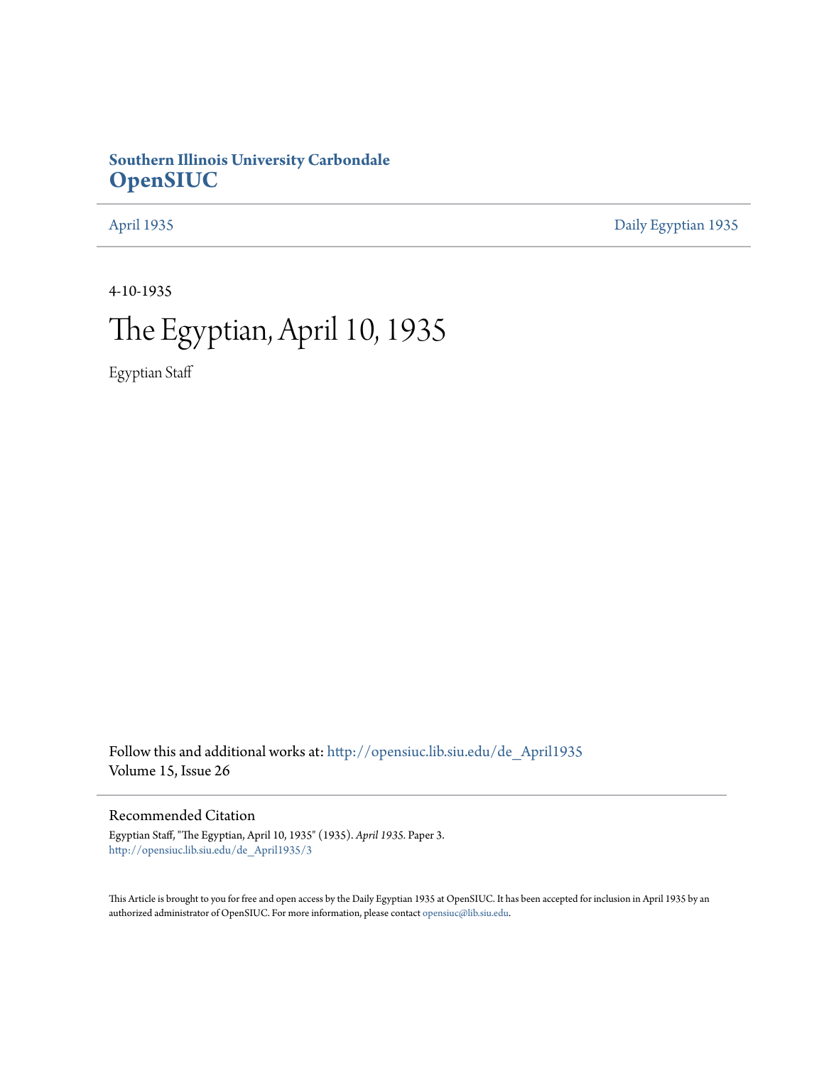**Southern Illinois University Carbondale**
## OpenSIUC

April 1935 | Daily Egyptian 1935

4-10-1935

# The Egyptian, April 10, 1935

Egyptian Staff

Follow this and additional works at: http://opensiuc.lib.siu.edu/de_April1935
Volume 15, Issue 26

### Recommended Citation

Egyptian Staff, "The Egyptian, April 10, 1935" (1935). *April 1935.* Paper 3.
http://opensiuc.lib.siu.edu/de_April1935/3

This Article is brought to you for free and open access by the Daily Egyptian 1935 at OpenSIUC. It has been accepted for inclusion in April 1935 by an authorized administrator of OpenSIUC. For more information, please contact opensiuc@lib.siu.edu.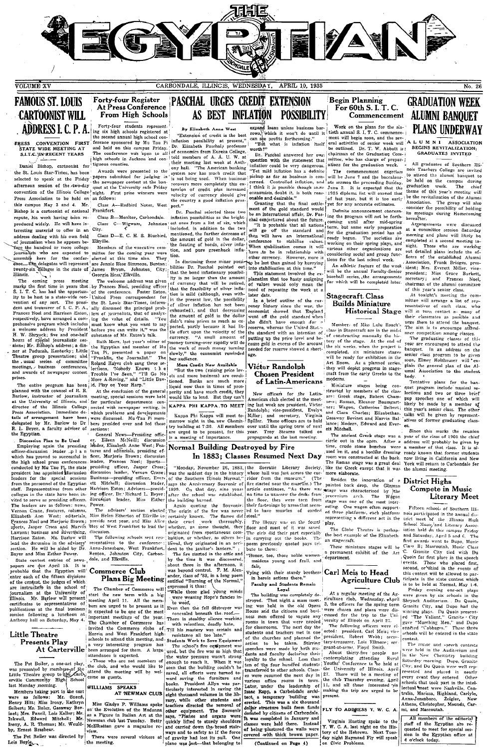# THE EGYPTIAN

VOLUME XV — CARBONDALE, ILLINOIS, WEDNESDAY, APRIL 10, 1935 — No. 26

## FAMOUS ST. LOUIS CARTOONIST WILL ADDRESS I. C. P. A.

**PRESS CONVENTION FIRST STATE WIDE MEETING AT S.I.T.C. IN RECENT YEARS**

Daniel Bishop, cartoonist for the St. Louis Star-Times, has been selected to speak at the Friday afternoon session of the two-day convention of the Illinois College Press Association to be held on this campus May 3 and 4. Mr. Bishop is a cartoonist of national repute, his work having been reproduced widely. He will have interesting material to offer in an address dealing with his own field of journalism when he appears before the hundred or more college journalists who are expected to assemble here for the conference. The delegates will represent twenty-six colleges in the state of Illinois.

The coming press meeting marks the first time in years that S. I. T. C. has had the opportunity to be host to a state-wide convention of any sort. The president and treasurer of I. C. P. A., Frances Noel and Harrison Eaton, respectively, have arranged a comprehensive program which includes a welcome address by President H. W. Shryock; five and one-half hours of special journalistic sessions; Mr. Bishop's address; a dinner at Paducah, Kentucky; Little Theatre group presentation; and the usual series of committee meetings, business conferences, and awards of newspaper contest prizes.

The entire program has been planned with the counsel of R. R. Barlow, instructor of journalism at the University of Illinois, and director of the Illinois College Press Association. Immediate details of arrangement have been delegated by Mr. Barlow to Dr. R. L. Beyer, a faculty adviser of the Egyptian.

**Discussion Plan to Be Used**

Employing again the presiding officer-discussion leader plan which has proved so successful in the high school press conferences conducted by Mu Tau Pi, the state president has appointed discussion leaders for the special sessions from the personnel of the Egyptian staff. Representatives from other colleges in the state have been invited to serve as presiding officers. The leaders are as follows: news, Vernon Crane; features, columns, Elizabeth Ann West; editorials, Frances Noel and Marjorie Brown; sports, Jasper Cross and Marvin Lawson; business and advertising, Harrison Eaton. Mr. Barlow will lead the discussion in the advisers' section. He will be aided by Dr. Beyer and Miss Esther Power.

State contest entries of newspapers are due April 15. It is probable that the Egyptian will enter each of the fifteen divisions of the contest, the judges of which are instructors in the school of journalism at the University of Illinois. Mr. Barlow will present certificates to representatives of publications at the final business session following a luncheon at Anthony hall on Saturday, May 4.

## Little Theatre Presents Play At Carterville

The Pot Boiler, a one-act play, was presented by members of the Little Theatre group to the Carterville Community High School last Monday morning.

Members taking part in the cast were as follows: Mr. Sneed, Henry Hitt; Miss Irony, Kathryn Seibert; Mr. Ruler, Gasaway Bovinet; Mrs. Pancil, Lois Keller; Mr. Inkwell, Edward Mitchell; Mr. Irony, A. R. Thomas; Mr. Wouldby, Ernest Brashear.

The Pot Boiler was directed by Lois Boyle.

## Forty-four Register At Press Conference From High Schools

Forty-four students representing six high schools registered at the second annual high school conference sponsored by Mu Tau Pi and held on this campus Friday. The conference was open to all high schools in Jackson and contiguous counties.

Awards were presented to the papers submitted for judging in the newspaper contest at the banquet at the University cafe Friday night. First prize winners were as follows:

Class A—Redbird Notes, West Frankfort.

Class B—Monitor, Carbondale.

Class C—Wigwam, Johnston City.

Class D—E. C. H. S. Bluebird, Elkville.

Members of the executive committee for the coming year were elected at this time also. They are Jennie Rose Simmons, Benton; James Bryan, Johnston City; Georgia Hess, Elkville.

The welcome address was given by Frances Noel, presiding officer of the conference. Foster Eaton, United Press correspondent for the St. Louis Star-Times, informally discussed the principal problem of journalists, that of analyzing the value of details. "You must know what you want to say before you can write it," was the substance of Mr. Eaton's talk.

Ruth Merz, last year's editor of the Egyptian and member of Mu Tau Pi, presented a paper on "Franklin, the Journalist." The Roland Hayes club sang three selections, "Nobody Knows Th e Trouble I've Seen," "I'll Go No More A-Roving," and "Little David, Play on Your Harp."

At the conclusion of the general meeting, special sessions were held for particular departments connected with newspaper writing, in which problems and developments were discussed. Mu Tau Pi members presided over and led these sections:

General News—Presiding officer, Eileen McNeill; discussion leader, Elizabeth Anne West; Features and editorials, presiding officer, Marjorie Brown; discussion leader, Frances Noel; Sports—presiding officer, Jasper Cross; discussion leader, Vernon Crane; Business—presiding officer, Everett Mitchell; discussion leader, Harrison Eaton; Advisers—presiding officer, Dr. Richard L. Beyer; discussion leader, Miss Esther Power.

The advisers' section elected Miss Helen Etherton of Elkville to preside next year, and Miss Alice Hoy of West Frankfort to lead the discussion.

The following schools sent representatives to the conference: Anna-Jonesboro, West Frankfort, Benton, Johnston City, Carbondale, and Elkville.

## Commerce Club Plans Big Meeting

The Chamber of Commerce will start the new term with a big meeting April 11. All the members are urged to be present as it is expected to be one of the most important meetings of the year. The Chamber of Commerce has invited the Commerce clubs of Herrin and West Frankfort high schools to attend this meeting, and a very interesting program has been arranged for them. A large attendance is expected.

Those who are not members of the club, and who would like to attend the meeting will be welcome as guests.

### WILLIAMS SPEAKS AT NEWMAN CLUB

Miss Gladys P. Williams spoke on the Evolution of the Madonna as a Figure in Italian Art at the Newman club last Tuesday. Betty McElhattan gave a magazine review.

There were several visitors at the meeting.

## PASCHAL URGES CREDIT EXTENSION AS BEST INFLATION POSSIBILITY

**By Elizabeth Anne West**

"Extension of credit is the best inflation possibility at present," Dr. Elizabeth Paschal, professor of economics from Eureka College, told members of A. A. U. W. at their meeting last week at Anthony hall. "The American banking system now has much credit that is not being used. When business recovers more completely this extension of credit plus increased velocity of currency should give the country a good inflation prospect."

Dr. Paschal selected these two inflation possibilities as the brightest ones from a list of six, which included, in addition to the two mentioned, the further decrease of the amount of gold in the dollar, the floating of bonds, silver inflation, and pure greenback inflation.

In discussing these minor possibilities Dr. Paschal pointed out that the bond inflationary possibility is no larger than the amount of currency that will be retired, that the feasibility of silver inflation is mild (although, even within the present law, the possibility of silver inflation has not been exhausted), and that decreasing the amount of gold in the dollar didn't raise prices as much as expected, partly because it had little effect upon the velocity of the currency. "A small amount of money turning-over rapidly will do the work of much money turning slowly," the economist reminded her audience.

**More Credit Now Available**

"But the two (raising price levels and more business) are conditioned. Banks are much more liquid now than in times of prosperity and have much credit, they would like to lend. But they can't expand loans unless business borrows, which it won't do until it can see profits forthcoming."

"But what is inflation itself worth?"

Dr. Paschal answered her own question with the statement that inflation could be very dangerous. "Yet mild inflation has a definite pickup as far as business is concerned. Controlled inflation, and I think it is possible though some economists doubt it, is both reasonable and desirable."

Granting that the final settlement of the gold standard would be an international affair, Dr. Paschal conjectured about the future.

"It is probable that all nations will go off the standard and then will have an international conference to stabilize values. When stabilization comes it will have to be in relationship with other currency. However, more is to be lost than gained by hurrying into stabilization at this time."

This statement involved the explanation that too hasty assigning of values would only mean the need of repeating the work at a later date.

In a brief outline of the currency history since the war, the economist showed that England went off the gold standard when she didn't have enough for reserve, whereas the United States went off the standard with an intention of putting up the price level and because gold in excess of the amount needed for reserve showed a shortage.

### KAPPA PHI KAPPA TO MEET

Kappa Phi Kappa will meet tomorrow night in the new Chemistry building at 7:30. All members are urged to be present, for this is a meeting of importance.

## Normal Building Destroyed by Fire In 1883; Classes Resumed Next Day

"Monday, November 26, 1883, was the saddest day in the history of the Southern Illinois Normal," says the Anniversary Souvenir of 1899. On that day, nine years after the school was established, the building burned.

Again quoting the Souvenir: The origin of the fire was never certainly known. The flames did their cruel work thoroughly, whether, as some thought, they originated from spontaneous combustion, or whether, as others believed, they originated in an accident to the janitor's lantern."

The fire started in the attic and by the time it was discovered, about three in the afternoon, it was beyond control. F. M. Alexander, class of '83, in a long poem entitled "Burning of the Normal," expressed it thus:

"While those glad young minds
Were weaving Hope's fancies into woof,
Even then the fell destroyer was
concealed beneath the roof—
There in stealthy silence working
with relentless, deadly hate,
Till his mastery was certain and
resistance all too late."

**Students Work to Save Equipment**

The school's fire equipment was used, but the fire was so high that the water pressure wasn't strong enough to reach it. When it was seen that the building couldn't be saved, all efforts were turned toward saving the furniture and books. President Allyn was particularly interested in saving the eight thousand volumes in the library, which other students and teachers directed the removal of other equipment. The Souvenir says, "Pianos and organs were quickly lifted to sturdy shoulders and carried down the broad stairways and to safety as if the force of gravity had lost its pull. One piano was lost—that belonging to the Socratic Literary Society, whose hall was just across the corridor from the museum." (The fire started near the museum.) The article continues, "As there was no time to unscrew the desks from the floor, they were torn from their fastenings by arms that seemed to have muscles of corded steel."

The library was on the fourth floor and most of it was saved. The girls did their part especially in carrying out the books. The poem previously quoted pays tribute to them:

"Honor, too, those noble women—
maidens young and frail, and fair,
Vying with their sturdy brothers
in heroic actions there."

**Faculty and Students Remain Loyal**

The building was completely destroyed. That night a mass meeting was held in the old Opera House and the citizens and business men offered to vacate any rooms in town that were needed for classrooms. The next day the students and teachers met in one of the churches and planned the action to be taken. Stirring speeches were made by both students and faculty declaring their loyalty to the school. Less than ten of the four hundred students transferred to other schools. Classes were resumed the next day in various office rooms in town. Later, under the leadership of Isaac Rapp, a Carbondale architect, a temporary building was erected. This was a six thousand dollar structure built from funds donated by citizens of Carbondale. It was completed in January and classes were held there. Instead of being plastered the walls were covered with thick brown paper.

(Continued on Page 4)

## Begin Planning For 60th S. I. T. C. Commencement

Work on the plans for the sixtieth annual S. I. T. C. commencement will begin soon, and the several activities of senior week will be outlined. Dr. T. W. Abbott is chairman of the Graduation Committee, who has charge of preparations for the graduation week.

The commencement exercises will be June 7 and the baccalaureate sermon the preceding Sunday, June 2. It is expected that the 1935 diploma list will exceed that of last year, but it is too early yet for any accurate estimates.

Definite announcement concerning the program will not be forthcoming until after mid-spring term, but some early preparation for the graduation period has already begun. The societies are working on their spring plays, and various other organizations are considering social and group functions for the last school week.

An athletic feature of the week will be the annual Faculty-Senior baseball series, the arrangements for which will be completed later.

## Victor Randolph Chosen President of Latin-Americans

New officers for the Latin-American club elected at the meeting last week are president, Victor Randolph; vice-president, Evelyn Miller; and secretary, Virginia Spiller. These officers are to hold over until the spring term of next year. Troy Stearns talked on propaganda at the last meeting.

## Stagecraft Class Builds Miniature Historical Stage

Members of Miss Lulu Roach's class in Stagecraft are in the midst of constructing manually the history of the stage. At the end of the six weeks, when the project is completed, six miniature stages will be ready for exhibition in the Art Room. As a planned series, they will depict progress in stagecraft from the early Greeks to the moderns.

Miniature stages being constructed by members of the class are: Greek stage, Robert Chamness; Roman, Eleanor Baumgartner; Wagon, Catherine Seibert; and Clara Charles; Elizabethan, Gasaway Bovinet and Marvin Ballance; Modern, Edward and Everett Mitchell.

The ancient Greek stage was a circle out in the open. After a time, crude stone benches were used on it, and a boxlike dressing room was constructed at the back. The Roman stage was a great deal like the Greek except that it was more elaborate.

Besides the innovation of a painted back drop, the German stage was characterized by the proscenium arch. The Wagon stage was one of the most interesting. One wagon often supported three platforms, each platform representing a different act in the play.

The Globe Theatre is perhaps the best example of the Elizabethan stagecraft.

These miniature stages will be a permanent exhibit of the Art department.

## Carl Meis to Head Agriculture Club

At a regular meeting of the Agriculture club, Wednesday, April 3, the officers for the spring term were chosen and plans were discussed for the trip to the University of Illinois on April 27.

The following officers were elected: president, Carl Meis; vice president, Robert Webb; secretary-treasurer, Lois Fillmore; sergeant-at-arms, Floyd Smith.

About thirty-five people are contemplating attending Rural Youths' Conference to be held at the University of Illinois, April 27. There will be a meeting of the club Thursday evening, April 11, and all those interested in making the trip are urged to be present.

### FLY TO ADDRESS Y. W. C. A.

Virginia Hueting spoke to the Y. W. C. A. last night on the History of the Hebrews. Next Tuesday night Raymond Fly will speak on Civic Problems.

## GRADUATION WEEK ALUMNI BANQUET PLANS UNDERWAY

**ALUMNI ASSOCIATION BEGINS REVITALIZATION; GRADUATES INVITED**

All graduates of Southern Illinois Teachers College are invited to attend the alumni banquet to be held on the campus during graduation week. The chief theme of this year's meeting will be the revitalization of the Alumni Association. The group will also consider the possibility of holding its meetings during Homecoming hereafter.

Arrangements were discussed at a committee session Saturday morning and plans will likely be completed at a second meeting tonight. Those who are working out detailed plans include the officers of the established Alumni Association, Frank Bridges, president; Mrs. Everett Miller, vice-president; Miss Grace Burkett, secretary; and Frances Noel, chairman of the alumni committee of this year's senior class.

At tonight's meeting the committee will arrange a list of representatives of each class, who will in turn contact as many of their classmates as possible and urge them to attend the banquet. The aim is to encourage attendance competition among classes.

The graduating classes of this year are encouraged to attend the banquet. In an address on the senior class program to be given soon, Elmer Holshouser will explain the general plan of the Alumni Association to the student body.

Tentative plans for the banquet program include musical selections and two or three brief pep speeches one of which will likely be made by a member of this year's senior class. The other talks will be given by representatives of former graduating classes.

Since this marks the reunion year of the class of 1905 the chief address will probably be given by a member of that class. It is already known that former students now living in California and New York will return to Carbondale for the alumni meeting.

## District Highs Compete in Music Literary Meet

Fifteen schools of Southern Illinois participated in the annual district meet of the Illinois High School Music and Literary Association held on the campus Friday and Saturday, April 5 and 6. The first awards went to Dupo, Music Class B; Mascoutah, Music Class C. Granite City tied with Du Quoin for first place in the speech events. Those who placed first, second, or third in the events of this contest will be allowed to participate in the state contest which is to be held at Normal, May 1-6.

Friday evening one-act plays were given by six schools in the Shryock Auditorium. Du Quoin, Granite City, and Dupo had the winning plays. Du Quoin presented "The Valiant," Granite City gave "Marching Men," and Dupo enacted "Cabbages." These three schools will be entered in the state contest.

The music and speech contests were held in the Auditorium and in the New Chemistry building Saturday morning. Dupo, Granite City, and Du Quoin were well represented and placed in nearly every event they entered. Other schools that took part in the intellectual meet were Nashville, Centralia, Marissa, Highland, Carlyle, Anna-Jonesboro, Zeigler, New Athens, Christopher, Mounds, Carmi, and Mascoutah.

All members of the editorial staff of the Egyptian are requested to meet for special session in the Egyptian office at 4 o'clock today.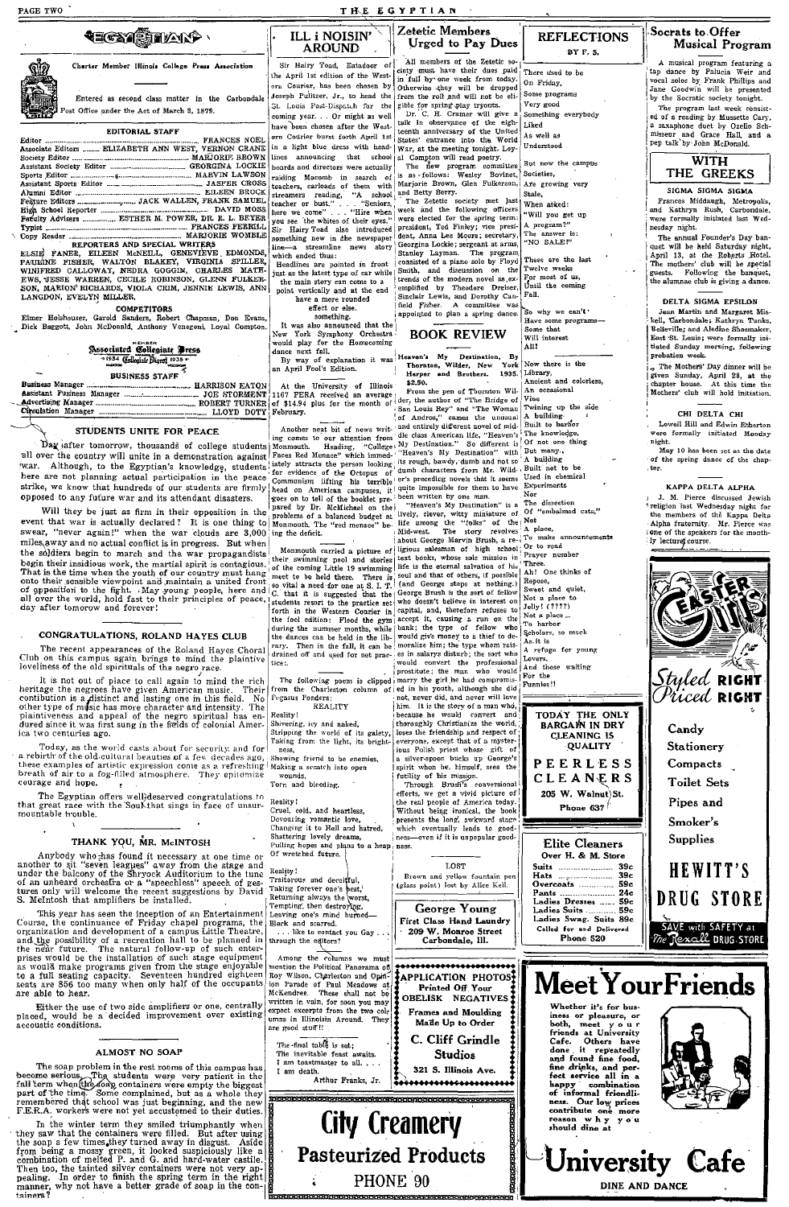# EGYPTIAN

Charter Member Illinois College Press Association

Entered as second class matter in the Carbondale Post Office under the Act of March 3, 1879.

## EDITORIAL STAFF

Editor ............ FRANCES NOEL
Associate Editors ....... ELIZABETH ANN WEST, VERNON CRANE
Society Editor ............ MARJORIE BROWN
Assistant Society Editor ............ GEORGINA LOCKIE
Sports Editor ............ MARVIN LAWSON
Assistant Sports Editor ............ JASPER CROSS
Alumni Editor ............ EILEEN BROCK
Feature Editors ............ JACK WALLEN, FRANK SAMUEL
High School Reporter ............ DAVID MOSS
Faculty Advisers ............ ESTHER M. POWER, DR. R. L. BEYER
Typist ............ FRANCES FERRILL
Copy Reader ............ MARJORIE WOMBLE

### REPORTERS AND SPECIAL WRITERS

ELSIE FANER, EILEEN McNEILL, GENEVIEVE EDMONDS, PAULINE FISHER, WALTON BLAKEY, VIRGINIA SPILLER, WINIFRED CALLOWAY, NEDRA GOGGIN, CHARLES MATHEWS, JESSE WARREN, CECILE ROBINSON, GLENN FULKERSON, MARION RICHARDS, VIOLA CRIM, JENNIE LEWIS, ANN LANGDON, EVELYN MILLER.

### COMPETITORS

Elmer Holshouser, Garold Sanders, Robert Chapman, Don Evans, Dick Baggott, John McDonald, Anthony Venegoni, Loyal Compton.

Member Associated Collegiate Press 1934 Collegiate Digest 1935

## BUSINESS STAFF

Business Manager ............ HARRISON EATON
Assistant Business Manager ............ JOE STORMENT
Advertising Manager ............ ROBERT TURNER
Circulation Manager ............ LLOYD DOTY

## STUDENTS UNITE FOR PEACE

Day after tomorrow, thousands of college students all over the country will unite in a demonstration against war. Although, to the Egyptian's knowledge, students here are not planning actual participation in the peace strike, we know that hundreds of our students are firmly opposed to any future war and its attendant disasters.

Will they be just as firm in their opposition in the event that war is actually declared? It is one thing to swear, "never again!" when the war clouds are 3,000 miles away and no actual conflict is in progress. But when the soldiers begin to march and the war propagandists begin their insidious work, the martial spirit is contagious. That is the time when the youth of our country must hang onto their sensible viewpoint and maintain a united front of opposition to the fight. May young people, here and all over the world, hold fast to their principles of peace, day after tomorow and forever!

## CONGRATULATIONS, ROLAND HAYES CLUB

The recent appearances of the Roland Hayes Choral Club on this campus again brings to mind the plaintive loveliness of the old spirituals of the negro race.

It is not out of place to call again to mind the rich heritage the negroes have given American music. Their contribution is a distinct and lasting one in this field. No other type of music has more character and intensity. The plaintiveness and appeal of the negro spiritual has endured since it was first sung in the fields of colonial America two centuries ago.

Today, as the world casts about for security and for a rebirth of the old cultural beauties of a few decades ago, these examples of artistic expression come as a refreshing breath of air to a fog-filled atmosphere. They epitomize courage and hope.

The Egyptian offers well-deserved congratulations to that great race with the South that sings in face of unsurmountable trouble.

## THANK YOU, MR. McINTOSH

Anybody who has found it necessary at one time or another to sit "seven leagues" away from the stage and under the balcony of the Shryock Auditorium to the tune of an unheard orchestra or a "speechless" speech of gestures only will welcome the recent suggestions by David S. McIntosh that amplifiers be installed.

This year has seen the inception of an Entertainment Course, the continuance of Friday chapel programs, the organization and development of a campus Little Theatre, and the possibility of a recreation hall to be planned in the near future. The natural follow-up of such enterprises would be the installation of such stage equipment as would make programs given from the stage enjoyable to a full seating capacity. Seventeen hundred eighteen seats are 856 too many when only half of the occupants are able to hear.

Either the use of two side amplifiers or one, centrally placed, would be a decided improvement over existing accoustic conditions.

## ALMOST NO SOAP

The soap problem in the rest rooms of this campus has become serious. The students were very patient in the fall term when the soap containers were empty the biggest part of the time. Some complained, but as a whole they remembered that school was just beginning, and the new F.E.R.A. workers were not yet accustomed to their duties.

In the winter term they smiled triumphantly when they saw that the containers were filled. But after using the soap a few times they turned away in disgust. Aside from being a mossy green, it looked suspiciously like a combination of melted P. and G. and hard-water castile. Then too, the tainted silver containers were not very appealing. In order to finish the spring term in the right manner, why not have a better grade of soap in the containers?

## ILL i NOISIN' AROUND

Sir Hairy Toad, Estadoor of the April 1st edition of the Western Courier, has been chosen by Joseph Pulitzer, Jr., to head the St. Louis Post-Dispatch for the coming year. . . Or might as well have been chosen after the Western Courier burst forth April 1st in a light blue dress with headlines announcing that school boards and directors were actually raiding Macomb in search of teachers, carloads of them with streamers reading, "A school teacher or bust." . . "Seniors, here we come" . . . "Hire when you see the 'whites of their eyes.'" Sir Hairy Toad also introduced something new in the newspaper line—a streamline news story which ended thus:

Headlines are pointed in front
just as the latest type of car while
the main story can come to a
point vertically and at the end
have a more rounded
effect or else,
something.

It was also announced that the New York Symphony Orchestra would play for the Homecoming dance next fall.

By way of explanation it was an April Fool's Edition.

At the University of Illinois 1167 FERA received an average of $14.34 plus for the month of February.

Another neat bit of news writing comes to our attention from Monmouth. Heading, "College Faces Red Menace" which immediately attracts the person looking for evidence of the Octopus of Communism lifting his terrible head on American campuses, it goes on to tell of the booklet prepared by Dr. McMichael on the problems of a balanced budget at Monmouth. The "red menace" being the deficit.

Monmouth carried a picture of their swimming pool and stories of the coming Little 19 swimming meet to be held there. There is so vital a need for one at S. I. T. C. that it is suggested that the students resort to the practice set forth in the Western Courier in the fool edition: Flood the gym during the summer months, while the dances can be held in the library. Then in the fall, it can be drained off and used for net practice.

The following poem is clipped from the Charleston column of Pegasus Ponders:

REALITY

Reality!
Shivering, icy and naked,
Stripping the world of its gaiety,
Taking from the light, its brightness,
Showing friend to be enemies,
Making a scratch into open
wounds,
Torn and bleeding.

Reality!
Cruel, cold, and heartless,
Devouring romantic love,
Changing it to Hell and hatred,
Shattering lovely dreams,
Pulling hopes and plans to a heap
Of wretched future.

Reality!
Traitorous and deceitful,
Taking forever one's best,
Returning always the worst,
Tempting, then destroying,
Leaving one's mind burned—
Black and scarred.

. . . like to contact you Gay . . . through the editors!

Among the columns we must mention the Political Panorama of Roy Wilson, Charleston and Opinion Parade of Paul Meadows at McKendree. These shall not be written in vain, for soon you may expect excerpts from the two columns in Illinoisin Around. They are good stuff!!

The final table is set;
The inevitable feast awaits.
I am toastmaster to all. . . .
I am death.

Arthur Franks, Jr.

## Zetetic Members Urged to Pay Dues

All members of the Zetetic society must have their dues paid in full by one week from today. Otherwise they will be dropped from the roll and will not be eligible for spring play tryouts.

Dr. C. H. Cramer will give a talk in observance of the eighteenth anniversary of the United States' entrance into the World War, at the meeting tonight. Loyal Compton will read poetry.

The new program committee is as follows: Wesley Bovinet, Marjorie Brown, Glen Fulkerson, and Betty Berry.

The Zetetic society met last week and the following officers were elected for the spring term: president, Ted Finley; vice president, Anna Lee Moore; secretary, Georgina Lockie; sergeant at arms, Stanley Layman. The program consisted of a piano solo by Floyd Smith, and discussion on the trends of the modern novel as exemplified by Theodore Dreiser, Sinclair Lewis, and Dorothy Canfield Fisher. A committee was appointed to plan a spring dance.

## BOOK REVIEW

**Heaven's My Destination, By Thornton Wilder. New York Harper and Brothers. 1935. $2.50.**

From the pen of Thornton Wilder, the author of "The Bridge of San Louis Rey" and "The Woman of Andros," comes the unusual and entirely different novel of middle class American life, "Heaven's My Destination." So different is "Heaven's My Destination" with its rough, bawdy, dumb and not so dumb characters from Mr. Wilder's preceding novels that it seems quite impossible for them to have been written by one man.

"Heaven's My Destination" is a lively, clever, witty miniature of life among the "folks" of the Mid-west. The story revolves about George Marvin Brush, a religious salesman of high school text books, whose sole mission in life is the eternal salvation of his soul and that of others, if possible (and George stops at nothing). George Brush is the sort of fellow who doesn't believe in interest on capital, and, therefore refuses to accept it, causing a run on the bank; the type of fellow who would give money to a thief to demoralize him; the type whom raises in salarys disturb; the sort who would convert the professional prostitute; the man who would marry the girl he had compromised in his youth, although she did not, never did, and never will love him. It is the story of a man who, because he would convert and thoroughly Christianize the world, loses the friendship and respect of everyone, except that of a mysterious Polish priest whose gift of a silver-spoon bucks up George's spirit when he, himself, sees the futility of his mission.

Through Brush's conversional efforts, we get a vivid picture of the real people of America today. Without being ironical, the book presents the long, awkward stage which eventually leads to goodness—even if it is unpopular goodness.

LOST

Brown and yellow fountain pen (glass point) lost by Alice Keil.

## REFLECTIONS

BY F. S.

There used to be
On Friday,
Some programs
Very good
Something everybody
Liked
As well as
Understood

But now the campus
Societies,
Are growing very
Stale,
When asked:
"Will you get up
A program?"
The answer is:
"NO SALE!"

These are the last
Twelve weeks
For most of us,
Until the coming
Fall.

So why we can't
Have some programs—
Some that
Will interest
All?

Now there is the
Library,
Ancient and colorless,
An occasional
Vine
Twining up the side
A building
Built to harbor
The knowledge,
Of not one thing
But many.,
A building
Built not to be
Used in chemical
Experiments
Nor
The dissection
Of "embalmed cats,"
Not
A place,
To make announcements
Or to read
Prayer number
Three.
Ah! One thinks of
Repose,
Sweet and quiet,
Not a place to
Jelly! (????)
Not a place
To harbor
Scholars, so much
As it is
A refuge for young
Lovers.
And those waiting
For the
Funnies!!

## Socrats to Offer Musical Program

A musical program featuring a tap dance by Palucia Weir and vocal solos by Frank Phillips and Jane Goodwin will be presented by the Socratic society tonight.

The program last week consisted of a reading by Mussette Cary, a saxaphone duet by Ozello Schmisseur and Grace Hall, and a pep talk by John McDonald.

## WITH THE GREEKS

### SIGMA SIGMA SIGMA

Frances Middaugh, Metropolis, and Kathryn Rush, Carbondale, were formally initiated last Wednesday night.

The annual Founder's Day banquet will be held Saturday night, April 13, at the Roberts Hotel. The mothers' club will be special guests. Following the banquet, the alumnae club is giving a dance.

### DELTA SIGMA EPSILON

Jean Martin and Margaret Miskell, Carbondale; Kathryn Tanks, Belleville; and Aledine Shoemaker, East St. Louis; were formally initiated Sunday morning, following probation week.

The Mothers' Day dinner will be given Sunday, April 28, at the chapter house. At this time the Mothers' club will hold initiation.

### CHI DELTA CHI

Lowell Hill and Edwin Etherton were formally initiated Monday night.

May 10 has been set as the date of the spring dance of the chapter.

### KAPPA DELTA ALPHA

J. M. Pierce discussed Jewish religion last Wednesday night for the members of the Kappa Delta Alpha fraternity. Mr. Pierce was one of the speakers for the monthly lecture course.

EASTER Gifts

Styled RIGHT
Priced RIGHT

Candy
Stationery
Compacts
Toilet Sets
Pipes and Smoker's Supplies

HEWITT'S DRUG STORE

SAVE with SAFETY at The Rexall DRUG STORE

TODAY THE ONLY BARGAIN IN DRY CLEANING IS QUALITY

PEERLESS CLEANERS

205 W. Walnut St.

Phone 637

**Elite Cleaners**

Over H. & M. Store

| | |
|---|---|
| Suits | 39c |
| Hats | 39c |
| Overcoats | 59c |
| Pants | 24c |
| Ladies Dresses | 59c |
| Ladies Suits | 59c |
| Ladies Swag. Suits | 89c |

Called for and Delivered

Phone 520

**George Young**

First Class Hand Laundry

209 W. Monroe Street

Carbondale, Ill.

APPLICATION PHOTOS

Printed Off Your OBELISK NEGATIVES

Frames and Moulding Made Up to Order

C. Cliff Grindle Studios

321 S. Illinois Ave.

# Meet Your Friends

Whether it's for business or pleasure, or both, meet your friends at University Cafe. Others have done it repeatedly and found fine food, fine drinks, and perfect service all in a happy combination of informal friendliness. Our low prices contribute one more reason why you should dine at

# University Cafe

DINE AND DANCE

# City Creamery

Pasteurized Products

PHONE 90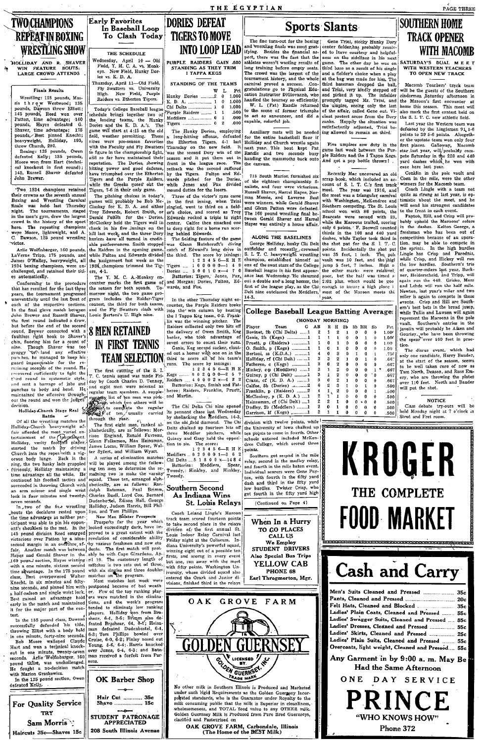# TWO CHAMPIONS REPEAT IN BOXING WRESTLING SHOW

**HOLLIDAY AND R. SHAVER WIN FEATURE BOUTS; LARGE CROWD ATTENDS**

**Finals Results**

Wrestling: 125 pounds, Massie threw Westwood; 135 pounds, Dawson threw Elliott; 145 pounds, Reed won over Patton, time advantage; 160 pounds, Hayes defeated G. Shaver, time advantage; 175 pounds, Best pinned Knecht; heavyweight, Holliday, 193, threw Church, 292.

Boxing: 125 pounds, Owen defeated Kelly; 135 pounds, Moore won from Hart (technical knockout in first round); 145, Russell Shaver defeated John Brewer.

Two 1934 champions retained their crowns as the seventh annual Boxing and Wrestling Carnival finals were held last Thursday night. The tournaments, staged in the men's gym, drew the largest crowd in the history of the sport here. The repeating champions were Moore, lightweight, and A. C. Dawson, 125 pound wrestling victor.

Arlie Wolfinbarger, 160 pounds, LaVerne Tripp, 175 pounds, and James O'Malley, heavyweight, all 1934 boxing champions, were unchallenged, and retained their titles automatically.

Conforming to the procedure that has resulted for the last three years, the tournament progressed uneventfully until the last bout of each of the respective sections. In the final glove match between John Brewer and Russell Shaver, the first round indicated a draw, but before the end of the second round, Brewer connected with a faultless right hook to Shaver's chin, flooring him for a count of nine. Though Shaver was too groggy "to" land any effective punches, he managed to keep his guard impenetrable for the remaining seconds of the round. He recovered sufficiently to fight the third round in systematic style, and sent a barrage of jabs and punches to body and head. He maintained the offensive throughout out the round and won the judges decision.

**Holliday-Church Stage Real Battle**

Of all the wrestling matches the Holliday-Church heavyweight affair afforded the most varied entertainment of the tournament. Holliday, varsity football player, started the match by driving Church into the ropes with a vigorous body lunge. Back in the ring, the two husky lads grappled furiously, Holliday maintaining a time advantage all the while. He continued his football tactics and succeeded in throwing Church with an arm scissor and single wrist lock in four minutes and twenty-seven seconds.

In two of the five wrestling bouts the decisions rested upon the time advantage as neither participant was able to pin his opponent's shoulders to the mat. In the 145 pound division Reed emerged victorious over Patton by a nine-second margin in an overtime, affair. Another match was between Hayes and Gerald Shaver in the 160 pound section, Hayes winning with a one minute, sixteen second time advantage. In the 175 pound class, Best overpowered Walter Knecht, in six minutes and fifty-nine seconds, and pinned him with a half-nelson and single wrist lock. Best gained an advantage hold early in the match and maintained it for the major part of the contest.

In the 135 pound class, Dawson successfully defended his title, throwing Elliot with a body hold in one minute, forty-nine seconds.

Bob Moore walloped Claude Hart and won a technical knockout in one minute, twenty-seven seconds. Arlie Wolfinbarger, 160 pound titlist, was unchallenged. He fought a no-decision match with Marion Grsskewicz.

In the 125 pound section, Owen defeated Kelly.

---

**For Quality Service**
TRY
**Sam Morris**
Haircuts 35c—Shaves 15c

---

# Early Favorites In Baseball Loop To Clash Today

**THE SCHEDULE**

Wednesday, April 10 — Old Field, Y. M. C. A. vs. Monkeys. New Field, Hunky Dories vs. K. D. A.

Thursday, April 11—Old Field, Fly Swatters vs. University High. New Field, Purple Raiders vs. Etherton Tigers.

Today's College Baseball league schedule brings together two of the leading teams, the Hunky Dories and the K. D. A.'s. The game will start at 4:15 on the old field, weather permitting. These nines were pre-season favorites with the Faculty and Fly Swatters to figure in the championship fight, and so far have maintained their reputation. The Dories, showing hitting power and good defense, have triumphed over the Etherton Tigers and the Purple Raiders, while the Greeks posed out the Tigers, 7-6 in their only game.

The pitching choices in today's games will probably be Bob McCloskey for K. D. A. and either Troy Edwards, Robert Smith, or Derald Fulton for the Dories. McCloskey held the Tigers well in check in his five innings on the hill last week, and the three Dory hurlers have all turned in creditable performances. Smith stopped the Raiders in the opening game, while Fulton and Edwards divided the assignment last week as the 1934 champions trimmed the Tigers, 4-1.

The Y. M. C. A.-Monkey encounter marks the first game of the season for both squads. Tomorrow night, the two game program includes the Raider-Tiger contest, the third for both teams, and the Fly Swatters clash with Louie Bertoni's U. High nine.

---

# 8 MEN RETAINED IN FIRST TENNIS TEAM SELECTION

The first cutting of the S. I. T. C. tennis squad was made Friday by Coach Charles D. Tenney, and eight men were selected as regular team members. A supplementary list of ten men was picked, from which two others will be added to complete the regular team of ten usually carried through the year.

The first eight men, ranked alphabetically, are as follows: Morrison England, Ronald Fawcett, Glenn Fulkerson, Max Heinzman, James Lucas, William Spear, Walter Syfert, and William Wyatt.

A series of elimination matches will be played among the following ten men to determine the remaining two to make the varsity squad. These ten, arranged alphabetically, are as follows: Randolph Bateman, Paul Brimm, Charles Buell, Loyd Cox, Bernard Dudenbostel, Edison Hall, George Holliday, Judson Harris, Bill Phillips, and Tom Phillips.

**New Men Bolster Prospects**

Prospects for the year which looked exceedingly dark, have improved to a great extent with the revelation of considerable ability by various freshmen and new students. The first match will probably be with Cape Girardeau, April 19. The customary length of matches is two sets out of three, with six singles and three doubles matches on the program.

Most matches last week were postponed because of bad weather. Few of the top ranking players were matched in the eliminations, and the week's program tended to eliminate low ranking players. Holliday won from Brashear, 6-4, 3-6; Brimm also defeated Brashear, 6-4, 6-4; Heinzman defeated Dudenbostel, 6-4, 6-3; Tom Phillips bowled over Cruise, 6-0, 6-2; Finley nosed out Young, 8-6, 6-4; Harris knocked over Jones, 6-4, 6-3; and Bateman received a forfeit from Parsons.

---

**OK Barber Shop**

Hair Cut ............ 35c
Shave ............ 15c

**STUDENT PATRONAGE APPRECIATED**
208 South Illinois Avenue

---

# DORIES DEFEAT TIGERS TO MOVE INTO LOOP LEAD

**PURPLE RAIDERS GAIN .500 STANDING AS THEY TRIM I TAPPA KEGS**

**STANDING OF THE TEAMS**

| | W | L | Pct |
|---|---|---|---|
| Hunky Dories | 2 | 0 | 1.000 |
| K. D. A. | 1 | 0 | 1.000 |
| Chi Delts | 1 | 0 | 1.000 |
| Purple Raiders | 1 | 1 | .500 |
| Meddlers | 0 | 1 | .000 |
| Tigers | 0 | 2 | .000 |

The Hunky Dories, employing a long-hitting offense, defeated the Etherton Tigers, 4-1 last Thursday on the new field. It was the second Dory win of the season and it put them out in front in the league race. The setback was the second suffered by the Tigers. Fulton and Edwards pitched for the Dories, while Jones and Pax divided mound duties for the losers.

Three of the victor's runs came in the first inning, when Trini singled, went to third on a fielder's choice, and scored as Troy Edwards rocked a triple to right center. Calfee then smacked one to deep right for a home run scoring behind Edwards.

The fielding feature of the game was Glenn Hutchcraft's diving catch of Edward's long drive in the third. The score by innings:

| | 1 | 2 | 3 | 4 | 5 | 6 | — | R | H | E |
|---|---|---|---|---|---|---|---|---|---|---|
| Tigers | 1 | 0 | 0 | 0 | 0 | 0 | — | 1 | 2 | 1 |
| Dories | 3 | 0 | 0 | 1 | 0 | x | — | 4 | 7 | 0 |

Batteries: Tigers, Jones, Pax, and Morgan; Dories, Fulton, Edwards, and Fox.

In the other Thursday night encounter, the Purple Raiders broke into the win column by beating the I Tappa Keg team, 6-2. Franklin was the winning pitcher. The Raiders collected only two hits off the delivery of Owen Smith, Keg hurler, who took advantage of seven errors to count their runs. Genis, Keg second sacker, clouted out a homer with one on in the third to score all of his team's runs. The score by innings:

| | 1 | 2 | 3 | 4 | 5 | 6 | — | R | H | E |
|---|---|---|---|---|---|---|---|---|---|---|
| Kegs | 0 | 0 | 2 | 0 | 0 | 0 | — | 2 | 5 | 7 |
| Raiders | 4 | 0 | 0 | 0 | 2 | x | — | 6 | 2 | 2 |

Batteries: Kegs, Smith and Fatheree; Raiders, Franklin, Pruett, and Martin.

The Chi Delta Chi nine opened its pennant chase last Wednesday by shellacking the Meddlers, 14-3, on the old field diamond. The Chi Delts chalked up fourteen hits off three Meddler pitchers, while Guiney and Gray held the opposition to six. The score:

| | 1 | 2 | 3 | 4 | 5 | 6 | — | R | H | E |
|---|---|---|---|---|---|---|---|---|---|---|
| Meddlers | 0 | 2 | 0 | 0 | 0 | 1 | — | 3 | 6 | 2 |
| Chi Delts | 5 | 1 | 8 | 0 | 0 | x | — | 14 | 8 | 4 |

Batteries: Meddlers, Spear, Tweedy, Hinkley, and Hinkley, Tweedy.

---

# Southern Second As Indiana Wins St. Louis Relays

Coach Leland Lingle's Maroon track team scored fourteen points to take second place in the relays division of the first annual St. Louis Indoor Relay Carnival last Friday night at the Coliseum. Indiana University's powerful squad, winning eight out of a possible ten firsts, and scoring in every event but one, ran away with the meet with fifty points. Washington University, whose divided squad also entered the Ozark and Junior divisions, finished third in the relays division with twelve points, while the University of Iowa chalked up ten points to come in fourth. Other schools entered included McKendree College, which scored three points.

Southern got second in the mile relay, second in the medley relay, and fourth in the mile baton event. Individual scorers were Gene Payton, with fourth in the fifty yard dash and third in the fifty yard low hurdles. Twister Crisp, who got fourth in the fifty yard high

(Continued on Page 4)

---

# Sports Slants

The fine turn-out for the boxing and wrestling finals was most gratifying. Besides the financial aspect, there was the fact that the athletes weren't wasting results of long training before empty seats. The crowd was the largest of the tournament history, and the whole carnival proved a success. Congratulations go to Physical Education Instructor DiGiovanni, who handled the tourney so efficiently.

W. L. (Pat) Randle returned to the scene of former triumphs to act as announcer, and did a capable, colorful job.

Auxiliary mats will be needed for the entire basketball floor if Holliday and Church wrestle again next year. This bout kept Pat Randle and two seconds busy hauling the mammoths back onto the canvas.

715 South Marion furnished six of the eighteen championship finalists, and four were victorious. Russell Shaver, Harrel Hayes, Norman Massie, and Laverne Best were winners, while Gerald Shaver and Glenn Patton were defeated. The 160 pound wrestling final between Gerald Shaver and Harrel Hayes was entirely a house affair.

**ALONG THE BASELINES**

George Holliday, husky Chi Delt outfielder and recently crowned S. I. T. C. heavyweight wrestling champion, established himself as one of the swat stars of the College Baseball league in his first appearance last Wednesday. He slammed out a double and a long homer, the first of the league play, as the Chi Delt nine outclassed the Meddlers, 14-3.

Gene Trini, stocky Hunky Dory center fielder, has probably resolved to leave courtesy and helpfulness on the sidelines in his next game. The other day he was on third base as a result of his single and a fielder's choice when a play at the bag was made for him. The third baseman dropped the ball, and Trini, very kindly stepped off and picked it up. The infielder promptly tagged Mr. Trini, and the umpire, seeing only the last of the affair, called Gene out. Violent protest arose from the Dory ranks. Happily the situation was satisfactorily adjusted, Trini being allowed to remain on third.

Five umpires saw duty in the game last week between the Purple Raiders and the I Tappa Kegs. And not a pop bottle thrown!

Recently Mac uncovered an old scrap book, which included an account of S. I. T. C.'s first track meet. The year was 1916, and the meet was a triangular carnival with Washington, McKendree and Southern competing. The St. Louis school won with 86 points, the Bearcats were second with 25, while the Maroons trailed, scoring only 6 points. F. Boswell counted thirds in the 100 and 440 yard dashes, while Taylor took third in the shot put for the S. I. T. C. points. Incidentally the shot put was 35 feet, 1 inch. The pole vault was 10 feet, and the high jump 5 feet, 7 inches. Most of the other marks were relatively poor, but the half was timed at 2:02 plus, which would be good enough to insure a high place in most of the Maroon meets this year.

---

**College Baseball League Batting Average**
**(MONDAY MORNING)**

| Player | Team | G | AB | R | H | 2b | 3b | HR | So | Pct |
|---|---|---|---|---|---|---|---|---|---|---|
| Bovinet, 2b | (Chi Delts) | 1 | 2 | 1 | 2 | 1 | 0 | 0 | 0 | 1.000 |
| Genis, 2b | (Kegs) | 1 | 1 | 1 | 1 | 0 | 0 | 1 | 0 | 1.000 |
| Pruett, p | (Raiders) | 1 | 1 | 0 | 1 | 0 | 0 | 0 | 0 | 1.000 |
| O. Smith, p | (Kegs) | 1 | 1 | 0 | 1 | 0 | 0 | 0 | 0 | 1.000 |
| Bertoni, ss | (K.D.A.) | 1 | 4 | 0 | 3 | 0 | 1 | 0 | 1 | .750 |
| Holliday, rf | (Chi Delt) | 1 | 3 | 3 | 2 | 1 | 0 | 1 | 0 | .667 |
| Fatheree, c | (Kegs) | 1 | 3 | 0 | 2 | 0 | 0 | 0 | 0 | .667 |
| Hinkey, c-p | (Meddlers) | 1 | 3 | 1 | 2 | 0 | 0 | 0 | 1 | .667 |
| Guiney, p | (Chi Delt) | 1 | 3 | 2 | 1 | 0 | 0 | 0 | 0 | .667 |
| Crane, cf | (K. D. A.) | 1 | 3 | 0 | 2 | 1 | 0 | 0 | 0 | .667 |
| Calfee, 3b | (Dories) | 2 | 6 | 2 | 3 | 1 | 0 | 1 | 0 | .500 |
| Franklin, p | (Raiders) | 2 | 4 | 1 | 2 | 0 | 0 | 0 | 1 | .500 |
| McCloskey, p | (K. D. A.) | 1 | 2 | 1 | 1 | 0 | 0 | 0 | 0 | .500 |
| Heinzman, cf | (Chi Delt) | 1 | 2 | 2 | 1 | 0 | 0 | 0 | 0 | .500 |
| Dudley, 2b | (Meddlers) | 1 | 2 | 0 | 1 | 0 | 0 | 0 | 0 | .500 |
| Garrison, lf | (Kegs) | 1 | 2 | 1 | 1 | 0 | 0 | 0 | 0 | .500 |

---

**When In a Hurry**
TO GO PLACES
CALL US
We Employ
STUDENT DRIVERS
Also Special Bus Trips
**YELLOW CAB**
PHONE 68
Earl Throgmorton, Mgr.

---

**OAK GROVE FARM**

**GOLDEN GUERNSEY**
LICENSED BY GOLDEN GUERNSEY, INC. TRADE MARK

No other milk in Southern Illinois is Produced and Marketed under such rigid Requirements as the Golden Guernsey Incorporated standards, who is the Guarantor under Royalty to the milk consuming public that the milk is Superior in cleanliness, wholesomeness, and TOTAL food value to any OTHER milk. Golden Guernsey Milk is Produced from Pure Bred Guernseys, clarified and Pasteurized on

**OAK GROVE FARM, Carbondale, Illinois**
**(The Home of the BEST Milk)**

---

# SOUTHERN HOME TRACK OPENER WITH MACOMB

**SATURDAY'S DUAL MEET WITH WESTERN TEACHERS TO OPEN NEW TRACK**

Macomb Teachers' track team will be the guests of the Southern cindermen Saturday afternoon in the Maroon's first encounter at home this season. This meet will also mark the first contest held on the S. I. T. C. new athletic field.

Last year the Western team was defeated by the Linglemen 91 1-6 points to 39 5-6 points. Altogether the upstate team won only four first places. Galloway, Macomb star last year, will probably compete Saturday in the 220 and 440 yard dashes which he won with ease here last year.

Conklin in the pole vault and Coon in the mile, were the other winners for the Macomb team.

Coach Lingle with a team not quite as strong as last year, is optimistic about the meet, and he will send his strongest candidates to the front in each event.

Payton, Hill, and Crisp will probably uphold the Maroons' colors in the dashes. Kelton George, a freshman who has been out of competition because of an operation, may be able to compete in the sprints. In the high hurdles Lingle has Crisp and Paredniz, while Crisp, and Hickey will run the low hurdles. Southern's trio of quarter-milers last year, Buckner, Heiderscheid, and Tripp, will again run the 440. Grisko, Moss and Lehde will run the half mile. Newton, last year's miler and two miler is again to compete in these events. Crisp and Hill are Southern's best bets in the broad jump, while Tullis and Lawson will again represent the Maroons in the pole vault. Southern's entries in the javelin will probably be Aiken and Gourley, who have been throwing the spear over 160 feet in practice.

The discus event, which had only one candidate, Harry Bauder, at the start of the season, seems to be well taken care of now as Tom North, Deason, and Russ Emery, who are throwing the plates over 110 feet. North and Bauder will put the shot.

**NOTICE**

Class debate try-outs will be held Monday night at 7 o'clock in Strut and Fret room.

---

# KROGER
## THE COMPLETE FOOD MARKET

---

# Cash and Carry

| | |
|---|---|
| Men's Suits Cleaned and Pressed | 35c |
| Pants, Cleaned and Pressed | 20c |
| Felt Hats, Cleaned and Blocked | 35c |
| Ladies' Plain Coats, Cleaned and Pressed | 55c |
| Ladies' Swagger Suits, Cleaned and Pressed | 85c |
| Ladies' Dresses, Cleaned and Pressed | 55c |
| Ladies' Skirts, Cleaned and Pressed | 25c |
| Ladies' Plain Suits, Cleaned and Pressed | 55c |
| Overcoats, light weight, Cleaned and Pressed | 55c |

**Any Garment in by 9:00 a. m. May Be Had the Same Afternoon**

ONE DAY SERVICE

# PRINCE
**"WHO KNOWS HOW"**
Phone 372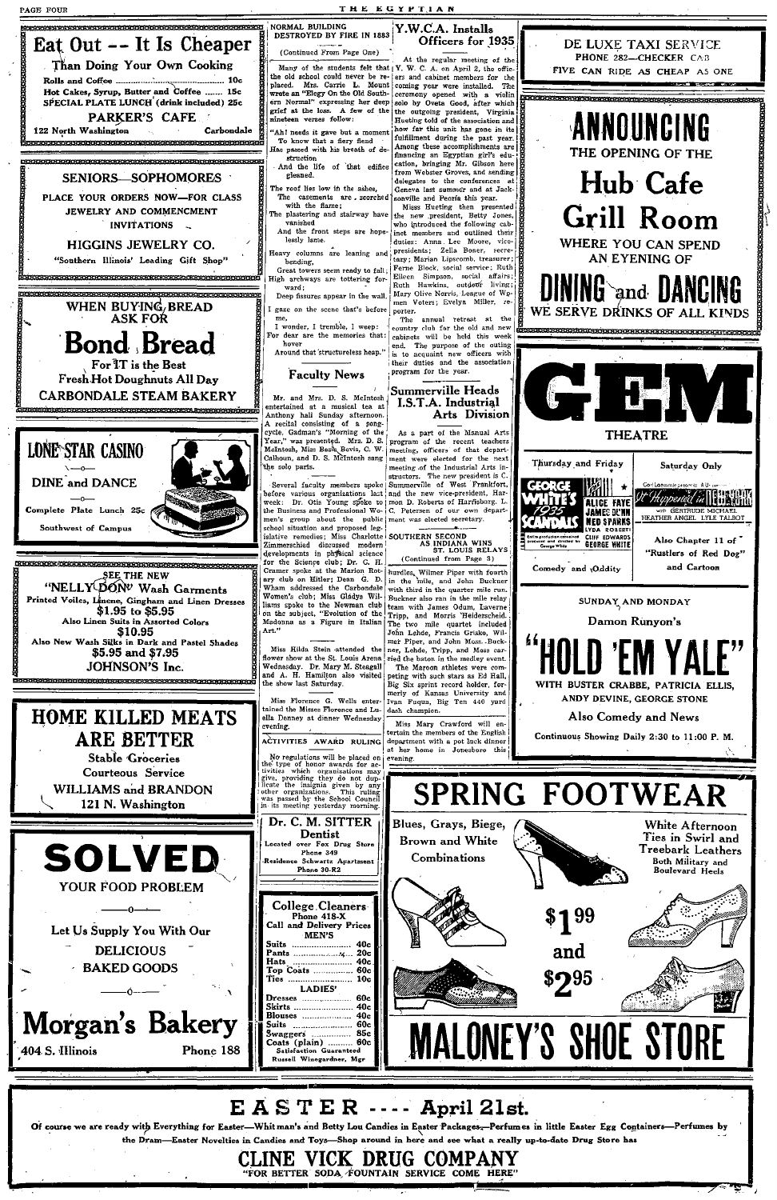# Eat Out -- It Is Cheaper

Than Doing Your Own Cooking

Rolls and Coffee ........ 10c

Hot Cakes, Syrup, Butter and Coffee ........ 15c

SPECIAL PLATE LUNCH (drink included) 25c

PARKER'S CAFE

122 North Washington — Carbondale

---

SENIORS—SOPHOMORES

PLACE YOUR ORDERS NOW—FOR CLASS JEWELRY AND COMMENCMENT INVITATIONS

HIGGINS JEWELRY CO.

"Southern Illinois' Leading Gift Shop"

---

WHEN BUYING BREAD ASK FOR

# Bond Bread

For IT is the Best

Fresh Hot Doughnuts All Day

CARBONDALE STEAM BAKERY

---

LONE STAR CASINO

DINE and DANCE

Complete Plate Lunch 25c

Southwest of Campus

---

SEE THE NEW "NELLY DON" Wash Garments

Printed Voiles, Linene, Gingham and Linen Dresses

$1.95 to $5.95

Also Linen Suits in Assorted Colors

$10.95

Also New Wash Silks in Dark and Pastel Shades

$5.95 and $7.95

JOHNSON'S Inc.

---

# HOME KILLED MEATS ARE BETTER

Stable Groceries

Courteous Service

WILLIAMS and BRANDON

121 N. Washington

---

# SOLVED

YOUR FOOD PROBLEM

Let Us Supply You With Our

DELICIOUS BAKED GOODS

# Morgan's Bakery

404 S. Illinois — Phone 188

---

## NORMAL BUILDING DESTROYED BY FIRE IN 1883

(Continued From Page One)

Many of the students felt that the old school could never be replaced. Mrs. Carrie L. Mount wrote an "Elegy On the Old Southern Normal" expressing her deep grief at the loss. A few of the nineteen verses follow:

"Ah! needs it gave but a moment
To know that a fiery fiend
Has passed with his breath of destruction
And the life of that edifice gleaned.

The roof lies low in the ashes,
The casements are scorched with the flame;
The plastering and stairway have vanished
And the front steps are hopelessly lame.

Heavy columns are leaning and bending,
Great towers seem ready to fall;
High archways are tottering forward;
Deep fissures appear in the wall.

I gaze on the scene that's before me,
I wonder, I tremble, I weep:
For dear are the memories that hover
Around that 'structureless heap.'"

## Faculty News

Mr. and Mrs. D. S. McIntosh entertained at a musical tea at Anthony hall Sunday afternoon. A recital consisting of a song-cycle, Gadman's "Morning of the Year," was presented. Mrs. D. S. McIntosh, Miss Beak, Bevis, C. W. Calhoun, and D. S. McIntosh sang the solo parts.

Several faculty members spoke before various organizations last week: Dr. Otis Young spoke to the Business and Professional Women's group about the public school situation and proposed legislative remedies; Miss Charlotte Zimmerschied discussed modern developments in physical science for the Science club; Dr. C. H. Cramer spoke at the Marion Rotary club on Hitler; Dean G. D. Wham addressed the Carbondale Women's club; Miss Gladys Williams spoke to the Newman club on the subject, "Evolution of the Madonna as a Figure in Italian Art."

Miss Hilda Stein attended the flower show at the St. Louis Arena Wednesday. Dr. Mary M. Steagall and A. H. Hamilton also visited the show last Saturday.

Miss Florence G. Wells entertained the Misses Florence and Luella Danney at dinner Wednesday evening.

## ACTIVITIES AWARD RULING

No regulations will be placed on the type of honor awards for activities which organizations may give, providing they do not duplicate the insignia given by any other organizations. This ruling was passed by the School Council in its meeting yesterday morning.

---

Dr. C. M. SITTER

Dentist

Located over Fox Drug Store

Phone 349

Residence Schwartz Apartment

Phone 30-R2

---

College Cleaners

Phone 418-X

Call and Delivery Prices

MEN'S

| | |
|---|---|
| Suits | 40c |
| Pants | 20c |
| Hats | 40c |
| Top Coats | 60c |
| Ties | 10c |

LADIES'

| | |
|---|---|
| Dresses | 60c |
| Skirts | 40c |
| Blouses | 40c |
| Suits | 60c |
| Swaggers | 85c |
| Coats (plain) | 60c |

Satisfaction Guaranteed

Russell Winegardner, Mgr

---

## Y.W.C.A. Installs Officers for 1935

At the regular meeting of the Y. W. C. A. on April 2, the officers and cabinet members for the coming year were installed. The ceremony opened with a violin solo by Oveta Good, after which the outgoing president, Virginia Hueting told of the association and how far this unit has gone in its fulfillment during the past year. Among these accomplishments are financing an Egyptian girl's education, bringing Mr. Gibson here from Webster Groves, and sending delegates to the conferences at Geneva last summer and at Jacksonville and Peoria this year.

Miss Hueting then presented the new president, Betty Jones, who introduced the following cabinet members and outlined their duties: Anna Lee Moore, vice-presidents; Zella Boner, secretary; Marian Lipscomb, treasurer; Ferne Block, social service; Ruth Eileen Simpson, social affairs; Ruth Hawkins, outdoor living; Mary Olive Norris, League of Women Voters; Evelyn Miller, reporter.

The annual retreat at the country club for the old and new cabinets will be held this week end. The purpose of the outing is to acquaint new officers with their duties and the association program for the year.

## Summerville Heads I.S.T.A. Industrial Arts Division

As a part of the Manual Arts program of the recent teachers meeting, officers of that department were elected for the next meeting of the Industrial Arts instructors. The new president is C. Summerville of West Frankfort, and the new vice-president, Harmon D. Roberts of Harrisburg. L. C. Petersen of our own department was elected secretary.

## SOUTHERN SECOND AS INDIANA WINS ST. LOUIS RELAYS

(Continued from Page 3)

hurdles, Wilmer Piper with fourth in the mile, and John Buckner with third in the quarter mile run. Buckner also ran in the mile relay team with James Odum, Laverne Tripp, and Morris Heiderscheid. The two mile quartet included John Lehde, Francis Grisko, Wilmer Piper, and John Moss. Buckner, Lehde, Tripp, and Moss carried the baton in the medley event. The Maroon athletes were competing with such stars as Ed Hall, Big Six sprint record holder, formerly of Kansas University and Ivan Fuqua, Big Ten 440 yard dash champion.

Miss Mary Crawford will entertain the members of the English department with a pot luck dinner at her home in Jonesboro this evening.

---

DE LUXE TAXI SERVICE

PHONE 282—CHECKER CAB

FIVE CAN RIDE AS CHEAP AS ONE

---

# ANNOUNCING

THE OPENING OF THE

# Hub Cafe Grill Room

WHERE YOU CAN SPEND AN EVENING OF

# DINING and DANCING

WE SERVE DRINKS OF ALL KINDS

---

# GEM THEATRE

Thursday and Friday

GEORGE WHITE'S 1935 SCANDALS

ALICE FAYE, JAMES DUNN, NED SPARKS, LYDA ROBERTI, CLIFF EDWARDS, GEORGE WHITE

Comedy and Oddity

Saturday Only

It Happened in New York

with GERTRUDE MICHAEL, HEATHER ANGEL, LYLE TALBOT

Also Chapter 11 of "Rustlers of Red Dog" and Cartoon

SUNDAY AND MONDAY

Damon Runyon's

# "HOLD 'EM YALE"

WITH BUSTER CRABBE, PATRICIA ELLIS, ANDY DEVINE, GEORGE STONE

Also Comedy and News

Continuous Showing Daily 2:30 to 11:00 P. M.

---

# SPRING FOOTWEAR

Blues, Grays, Biege, Brown and White Combinations

White Afternoon Ties in Swirl and Treebark Leathers

Both Military and Boulevard Heels

$1.99 and $2.95

# MALONEY'S SHOE STORE

---

# EASTER ---- April 21st.

Of course we are ready with Everything for Easter—Whitman's and Betty Lou Candies in Easter Packages—Perfumes in little Easter Egg Containers—Perfumes by the Dram—Easter Novelties in Candies and Toys—Shop around in here and see what a really up-to-date Drug Store has

# CLINE VICK DRUG COMPANY

"FOR BETTER SODA FOUNTAIN SERVICE COME HERE"